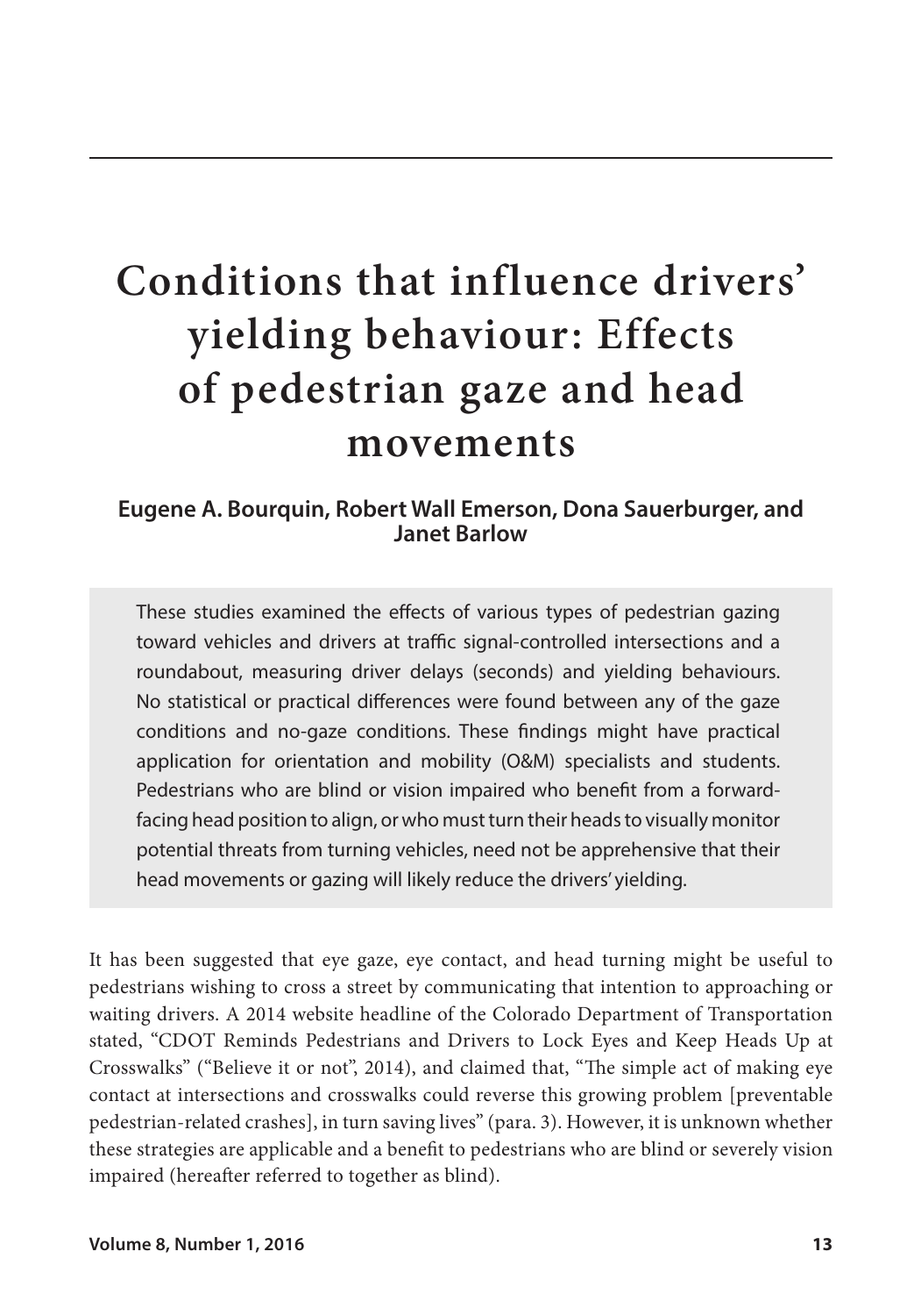# Conditions that influence drivers' yielding behaviour: Effects of pedestrian gaze and head movements

**Eugene A. Bourquin, Robert Wall Emerson, Dona Sauerburger, and Janet Barlow**

> These studies examined the effects of various types of pedestrian gazing toward vehicles and drivers at traffic signal-controlled intersections and a roundabout, measuring driver delays (seconds) and yielding behaviours. No statistical or practical differences were found between any of the gaze conditions and no-gaze conditions. These findings might have practical application for orientation and mobility (O&M) specialists and students. Pedestrians who are blind or vision impaired who benefit from a forward-facing head position to align, or who must turn their heads to visually monitor potential threats from turning vehicles, need not be apprehensive that their head movements or gazing will likely reduce the drivers' yielding.

It has been suggested that eye gaze, eye contact, and head turning might be useful to pedestrians wishing to cross a street by communicating that intention to approaching or waiting drivers. A 2014 website headline of the Colorado Department of Transportation stated, "CDOT Reminds Pedestrians and Drivers to Lock Eyes and Keep Heads Up at Crosswalks" ("Believe it or not", 2014), and claimed that, "The simple act of making eye contact at intersections and crosswalks could reverse this growing problem [preventable pedestrian-related crashes], in turn saving lives" (para. 3). However, it is unknown whether these strategies are applicable and a benefit to pedestrians who are blind or severely vision impaired (hereafter referred to together as blind).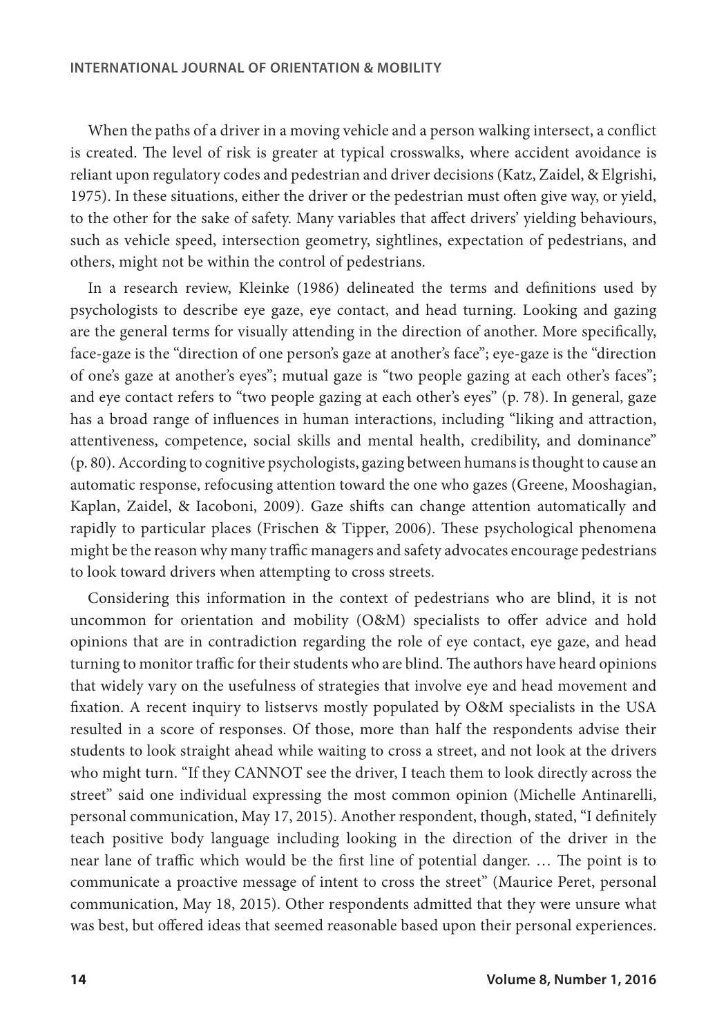When the paths of a driver in a moving vehicle and a person walking intersect, a conflict is created. The level of risk is greater at typical crosswalks, where accident avoidance is reliant upon regulatory codes and pedestrian and driver decisions (Katz, Zaidel, & Elgrishi, 1975). In these situations, either the driver or the pedestrian must often give way, or yield, to the other for the sake of safety. Many variables that affect drivers' yielding behaviours, such as vehicle speed, intersection geometry, sightlines, expectation of pedestrians, and others, might not be within the control of pedestrians.

In a research review, Kleinke (1986) delineated the terms and definitions used by psychologists to describe eye gaze, eye contact, and head turning. Looking and gazing are the general terms for visually attending in the direction of another. More specifically, face-gaze is the "direction of one person's gaze at another's face"; eye-gaze is the "direction of one's gaze at another's eyes"; mutual gaze is "two people gazing at each other's faces"; and eye contact refers to "two people gazing at each other's eyes" (p. 78). In general, gaze has a broad range of influences in human interactions, including "liking and attraction, attentiveness, competence, social skills and mental health, credibility, and dominance" (p. 80). According to cognitive psychologists, gazing between humans is thought to cause an automatic response, refocusing attention toward the one who gazes (Greene, Mooshagian, Kaplan, Zaidel, & Iacoboni, 2009). Gaze shifts can change attention automatically and rapidly to particular places (Frischen & Tipper, 2006). These psychological phenomena might be the reason why many traffic managers and safety advocates encourage pedestrians to look toward drivers when attempting to cross streets.

Considering this information in the context of pedestrians who are blind, it is not uncommon for orientation and mobility (O&M) specialists to offer advice and hold opinions that are in contradiction regarding the role of eye contact, eye gaze, and head turning to monitor traffic for their students who are blind. The authors have heard opinions that widely vary on the usefulness of strategies that involve eye and head movement and fixation. A recent inquiry to listservs mostly populated by O&M specialists in the USA resulted in a score of responses. Of those, more than half the respondents advise their students to look straight ahead while waiting to cross a street, and not look at the drivers who might turn. "If they CANNOT see the driver, I teach them to look directly across the street" said one individual expressing the most common opinion (Michelle Antinarelli, personal communication, May 17, 2015). Another respondent, though, stated, "I definitely teach positive body language including looking in the direction of the driver in the near lane of traffic which would be the first line of potential danger. … The point is to communicate a proactive message of intent to cross the street" (Maurice Peret, personal communication, May 18, 2015). Other respondents admitted that they were unsure what was best, but offered ideas that seemed reasonable based upon their personal experiences.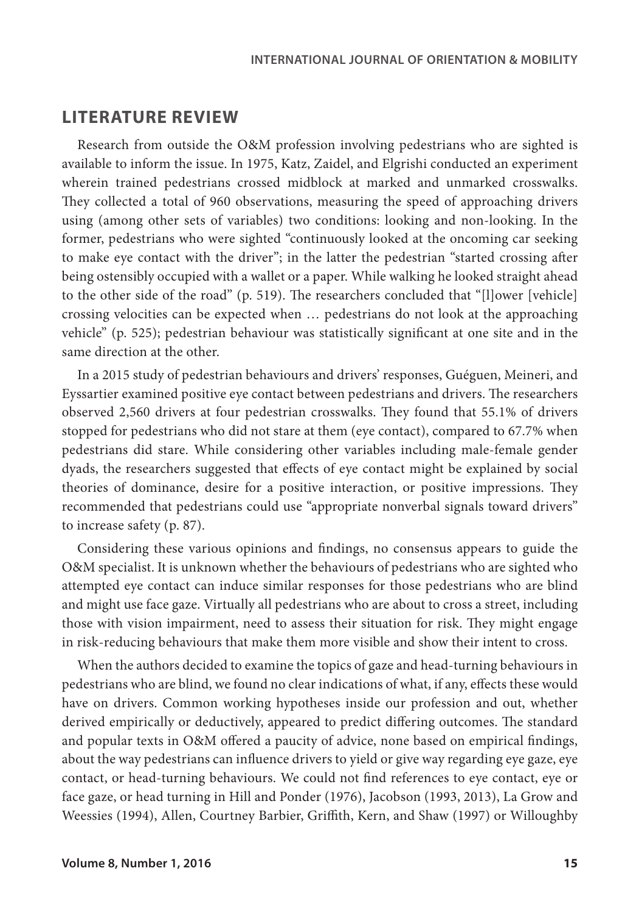## LITERATURE REVIEW

Research from outside the O&M profession involving pedestrians who are sighted is available to inform the issue. In 1975, Katz, Zaidel, and Elgrishi conducted an experiment wherein trained pedestrians crossed midblock at marked and unmarked crosswalks. They collected a total of 960 observations, measuring the speed of approaching drivers using (among other sets of variables) two conditions: looking and non-looking. In the former, pedestrians who were sighted "continuously looked at the oncoming car seeking to make eye contact with the driver"; in the latter the pedestrian "started crossing after being ostensibly occupied with a wallet or a paper. While walking he looked straight ahead to the other side of the road" (p. 519). The researchers concluded that "[l]ower [vehicle] crossing velocities can be expected when … pedestrians do not look at the approaching vehicle" (p. 525); pedestrian behaviour was statistically significant at one site and in the same direction at the other.

In a 2015 study of pedestrian behaviours and drivers' responses, Guéguen, Meineri, and Eyssartier examined positive eye contact between pedestrians and drivers. The researchers observed 2,560 drivers at four pedestrian crosswalks. They found that 55.1% of drivers stopped for pedestrians who did not stare at them (eye contact), compared to 67.7% when pedestrians did stare. While considering other variables including male-female gender dyads, the researchers suggested that effects of eye contact might be explained by social theories of dominance, desire for a positive interaction, or positive impressions. They recommended that pedestrians could use "appropriate nonverbal signals toward drivers" to increase safety (p. 87).

Considering these various opinions and findings, no consensus appears to guide the O&M specialist. It is unknown whether the behaviours of pedestrians who are sighted who attempted eye contact can induce similar responses for those pedestrians who are blind and might use face gaze. Virtually all pedestrians who are about to cross a street, including those with vision impairment, need to assess their situation for risk. They might engage in risk-reducing behaviours that make them more visible and show their intent to cross.

When the authors decided to examine the topics of gaze and head-turning behaviours in pedestrians who are blind, we found no clear indications of what, if any, effects these would have on drivers. Common working hypotheses inside our profession and out, whether derived empirically or deductively, appeared to predict differing outcomes. The standard and popular texts in O&M offered a paucity of advice, none based on empirical findings, about the way pedestrians can influence drivers to yield or give way regarding eye gaze, eye contact, or head-turning behaviours. We could not find references to eye contact, eye or face gaze, or head turning in Hill and Ponder (1976), Jacobson (1993, 2013), La Grow and Weessies (1994), Allen, Courtney Barbier, Griffith, Kern, and Shaw (1997) or Willoughby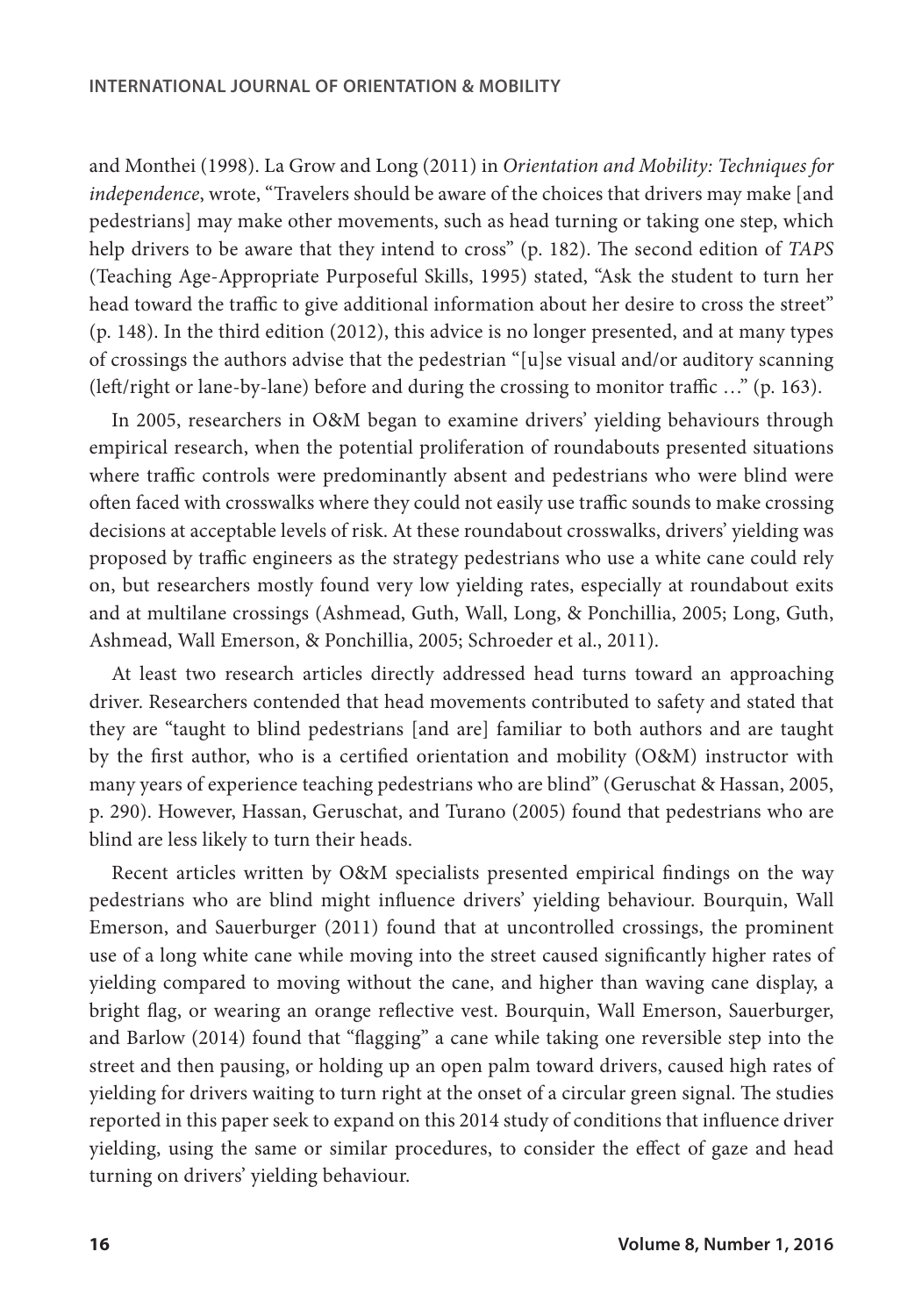and Monthei (1998). La Grow and Long (2011) in *Orientation and Mobility: Techniques for independence*, wrote, "Travelers should be aware of the choices that drivers may make [and pedestrians] may make other movements, such as head turning or taking one step, which help drivers to be aware that they intend to cross" (p. 182). The second edition of *TAPS* (Teaching Age-Appropriate Purposeful Skills, 1995) stated, "Ask the student to turn her head toward the traffic to give additional information about her desire to cross the street" (p. 148). In the third edition (2012), this advice is no longer presented, and at many types of crossings the authors advise that the pedestrian "[u]se visual and/or auditory scanning (left/right or lane-by-lane) before and during the crossing to monitor traffic …" (p. 163).

In 2005, researchers in O&M began to examine drivers' yielding behaviours through empirical research, when the potential proliferation of roundabouts presented situations where traffic controls were predominantly absent and pedestrians who were blind were often faced with crosswalks where they could not easily use traffic sounds to make crossing decisions at acceptable levels of risk. At these roundabout crosswalks, drivers' yielding was proposed by traffic engineers as the strategy pedestrians who use a white cane could rely on, but researchers mostly found very low yielding rates, especially at roundabout exits and at multilane crossings (Ashmead, Guth, Wall, Long, & Ponchillia, 2005; Long, Guth, Ashmead, Wall Emerson, & Ponchillia, 2005; Schroeder et al., 2011).

At least two research articles directly addressed head turns toward an approaching driver. Researchers contended that head movements contributed to safety and stated that they are "taught to blind pedestrians [and are] familiar to both authors and are taught by the first author, who is a certified orientation and mobility (O&M) instructor with many years of experience teaching pedestrians who are blind" (Geruschat & Hassan, 2005, p. 290). However, Hassan, Geruschat, and Turano (2005) found that pedestrians who are blind are less likely to turn their heads.

Recent articles written by O&M specialists presented empirical findings on the way pedestrians who are blind might influence drivers' yielding behaviour. Bourquin, Wall Emerson, and Sauerburger (2011) found that at uncontrolled crossings, the prominent use of a long white cane while moving into the street caused significantly higher rates of yielding compared to moving without the cane, and higher than waving cane display, a bright flag, or wearing an orange reflective vest. Bourquin, Wall Emerson, Sauerburger, and Barlow (2014) found that "flagging" a cane while taking one reversible step into the street and then pausing, or holding up an open palm toward drivers, caused high rates of yielding for drivers waiting to turn right at the onset of a circular green signal. The studies reported in this paper seek to expand on this 2014 study of conditions that influence driver yielding, using the same or similar procedures, to consider the effect of gaze and head turning on drivers' yielding behaviour.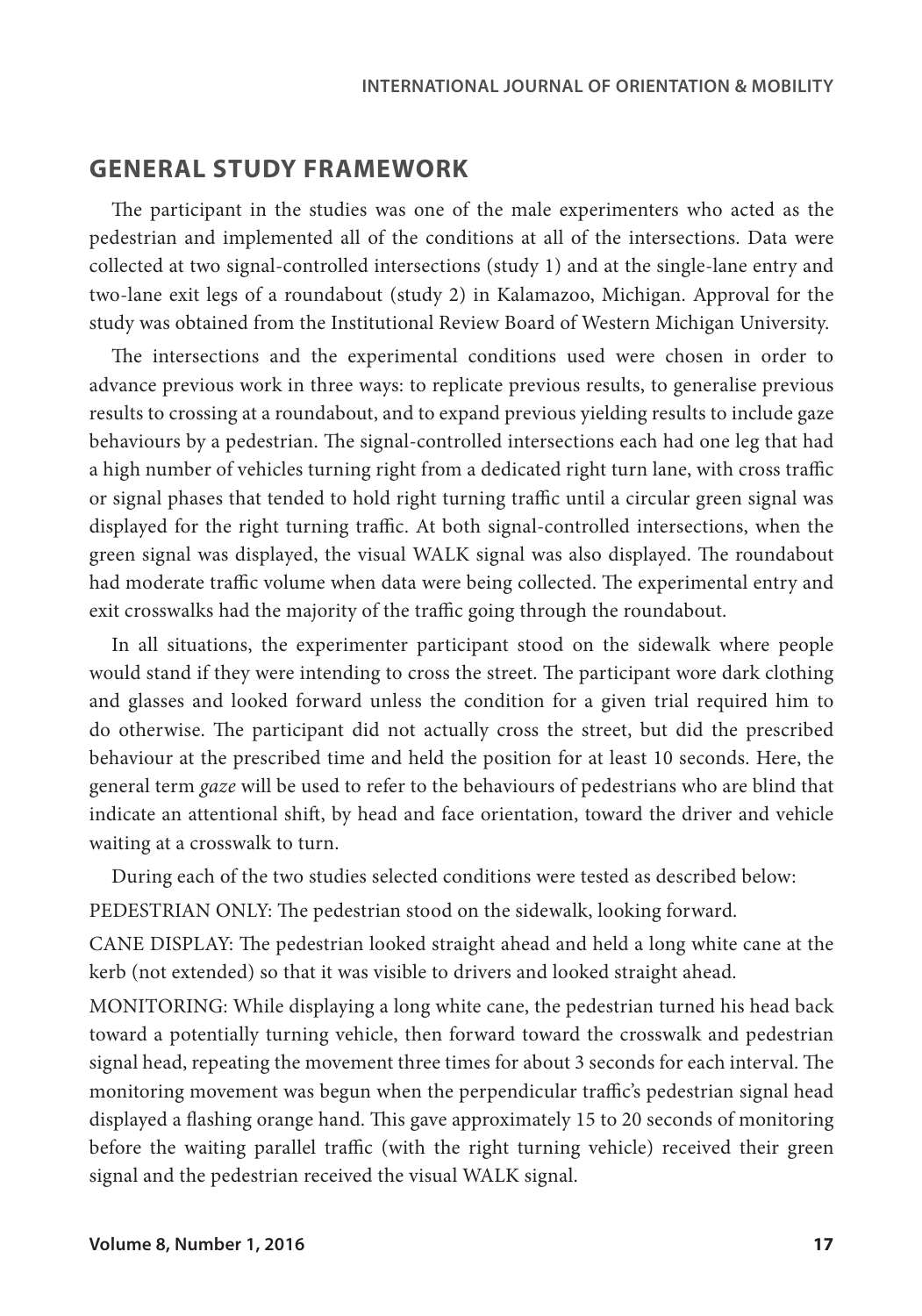## GENERAL STUDY FRAMEWORK

The participant in the studies was one of the male experimenters who acted as the pedestrian and implemented all of the conditions at all of the intersections. Data were collected at two signal-controlled intersections (study 1) and at the single-lane entry and two-lane exit legs of a roundabout (study 2) in Kalamazoo, Michigan. Approval for the study was obtained from the Institutional Review Board of Western Michigan University.

The intersections and the experimental conditions used were chosen in order to advance previous work in three ways: to replicate previous results, to generalise previous results to crossing at a roundabout, and to expand previous yielding results to include gaze behaviours by a pedestrian. The signal-controlled intersections each had one leg that had a high number of vehicles turning right from a dedicated right turn lane, with cross traffic or signal phases that tended to hold right turning traffic until a circular green signal was displayed for the right turning traffic. At both signal-controlled intersections, when the green signal was displayed, the visual WALK signal was also displayed. The roundabout had moderate traffic volume when data were being collected. The experimental entry and exit crosswalks had the majority of the traffic going through the roundabout.

In all situations, the experimenter participant stood on the sidewalk where people would stand if they were intending to cross the street. The participant wore dark clothing and glasses and looked forward unless the condition for a given trial required him to do otherwise. The participant did not actually cross the street, but did the prescribed behaviour at the prescribed time and held the position for at least 10 seconds. Here, the general term *gaze* will be used to refer to the behaviours of pedestrians who are blind that indicate an attentional shift, by head and face orientation, toward the driver and vehicle waiting at a crosswalk to turn.

During each of the two studies selected conditions were tested as described below:

PEDESTRIAN ONLY: The pedestrian stood on the sidewalk, looking forward.

CANE DISPLAY: The pedestrian looked straight ahead and held a long white cane at the kerb (not extended) so that it was visible to drivers and looked straight ahead.

MONITORING: While displaying a long white cane, the pedestrian turned his head back toward a potentially turning vehicle, then forward toward the crosswalk and pedestrian signal head, repeating the movement three times for about 3 seconds for each interval. The monitoring movement was begun when the perpendicular traffic's pedestrian signal head displayed a flashing orange hand. This gave approximately 15 to 20 seconds of monitoring before the waiting parallel traffic (with the right turning vehicle) received their green signal and the pedestrian received the visual WALK signal.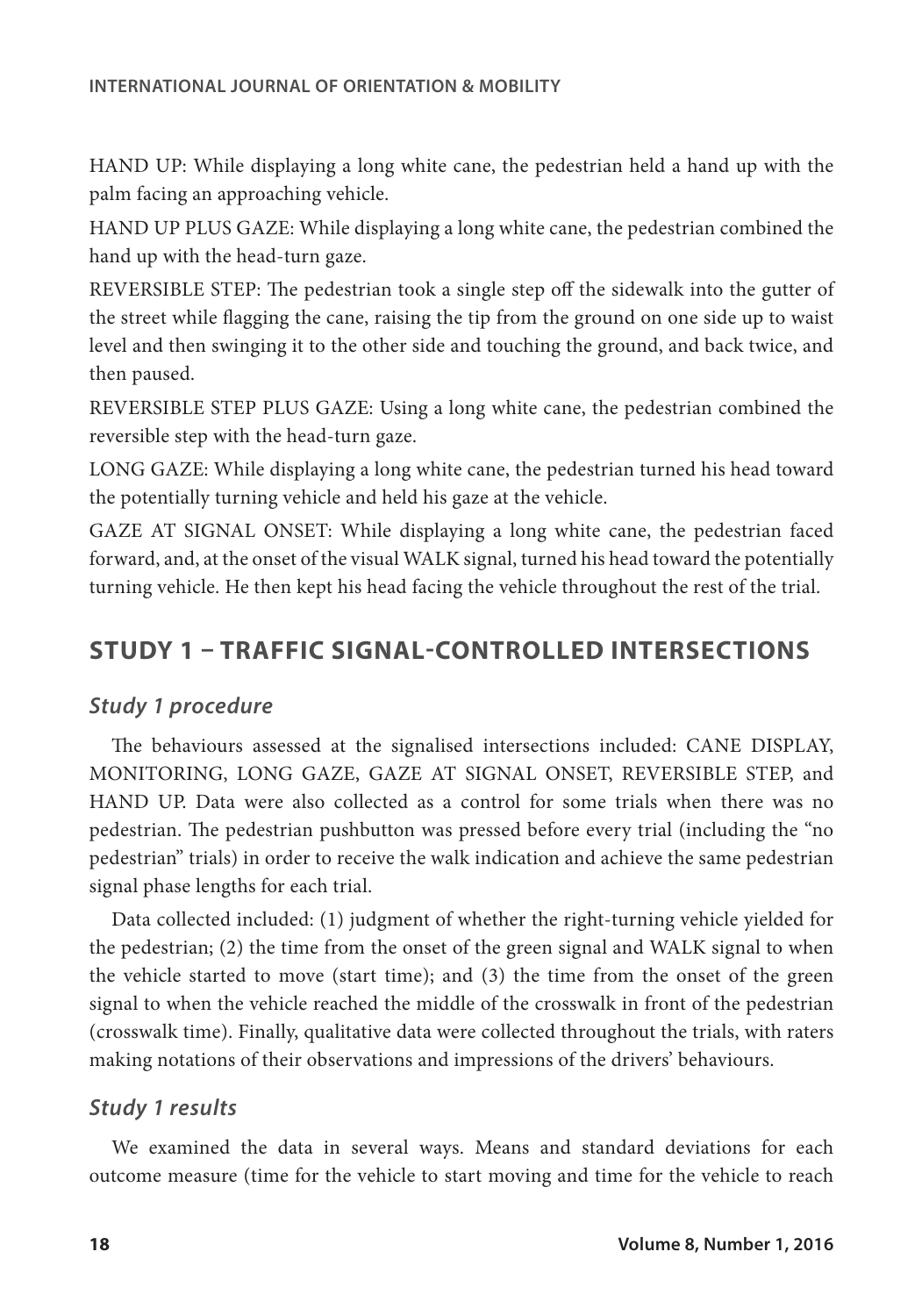HAND UP: While displaying a long white cane, the pedestrian held a hand up with the palm facing an approaching vehicle.

HAND UP PLUS GAZE: While displaying a long white cane, the pedestrian combined the hand up with the head-turn gaze.

REVERSIBLE STEP: The pedestrian took a single step off the sidewalk into the gutter of the street while flagging the cane, raising the tip from the ground on one side up to waist level and then swinging it to the other side and touching the ground, and back twice, and then paused.

REVERSIBLE STEP PLUS GAZE: Using a long white cane, the pedestrian combined the reversible step with the head-turn gaze.

LONG GAZE: While displaying a long white cane, the pedestrian turned his head toward the potentially turning vehicle and held his gaze at the vehicle.

GAZE AT SIGNAL ONSET: While displaying a long white cane, the pedestrian faced forward, and, at the onset of the visual WALK signal, turned his head toward the potentially turning vehicle. He then kept his head facing the vehicle throughout the rest of the trial.

## STUDY 1 – TRAFFIC SIGNAL-CONTROLLED INTERSECTIONS

### *Study 1 procedure*

The behaviours assessed at the signalised intersections included: CANE DISPLAY, MONITORING, LONG GAZE, GAZE AT SIGNAL ONSET, REVERSIBLE STEP, and HAND UP. Data were also collected as a control for some trials when there was no pedestrian. The pedestrian pushbutton was pressed before every trial (including the "no pedestrian" trials) in order to receive the walk indication and achieve the same pedestrian signal phase lengths for each trial.

Data collected included: (1) judgment of whether the right-turning vehicle yielded for the pedestrian; (2) the time from the onset of the green signal and WALK signal to when the vehicle started to move (start time); and (3) the time from the onset of the green signal to when the vehicle reached the middle of the crosswalk in front of the pedestrian (crosswalk time). Finally, qualitative data were collected throughout the trials, with raters making notations of their observations and impressions of the drivers' behaviours.

### *Study 1 results*

We examined the data in several ways. Means and standard deviations for each outcome measure (time for the vehicle to start moving and time for the vehicle to reach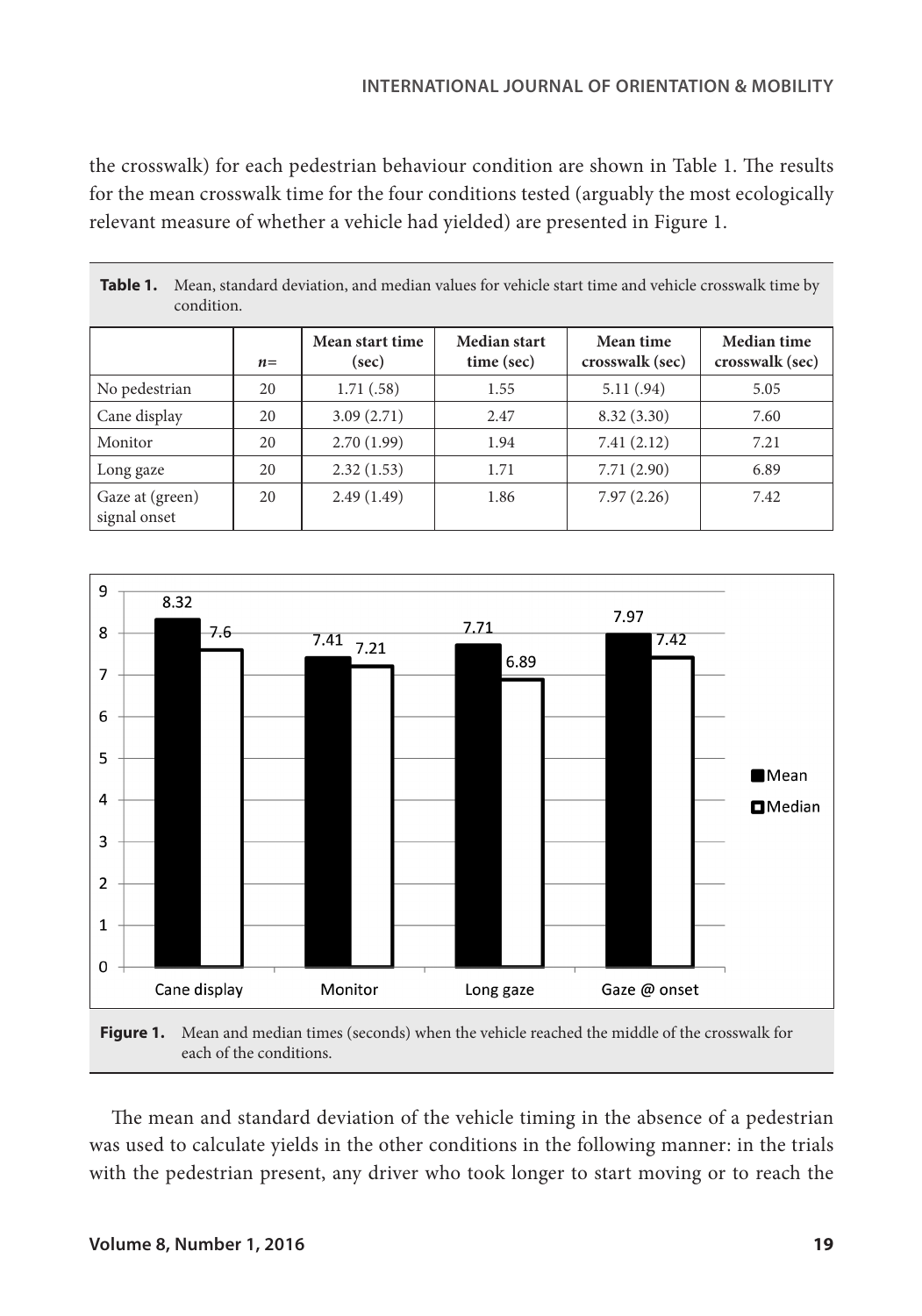the crosswalk) for each pedestrian behaviour condition are shown in Table 1. The results for the mean crosswalk time for the four conditions tested (arguably the most ecologically relevant measure of whether a vehicle had yielded) are presented in Figure 1.

**Table 1.** Mean, standard deviation, and median values for vehicle start time and vehicle crosswalk time by condition.

| | *n*= | Mean start time (sec) | Median start time (sec) | Mean time crosswalk (sec) | Median time crosswalk (sec) |
|---|---|---|---|---|---|
| No pedestrian | 20 | 1.71 (.58) | 1.55 | 5.11 (.94) | 5.05 |
| Cane display | 20 | 3.09 (2.71) | 2.47 | 8.32 (3.30) | 7.60 |
| Monitor | 20 | 2.70 (1.99) | 1.94 | 7.41 (2.12) | 7.21 |
| Long gaze | 20 | 2.32 (1.53) | 1.71 | 7.71 (2.90) | 6.89 |
| Gaze at (green) signal onset | 20 | 2.49 (1.49) | 1.86 | 7.97 (2.26) | 7.42 |

**Figure 1.** Mean and median times (seconds) when the vehicle reached the middle of the crosswalk for each of the conditions.

The mean and standard deviation of the vehicle timing in the absence of a pedestrian was used to calculate yields in the other conditions in the following manner: in the trials with the pedestrian present, any driver who took longer to start moving or to reach the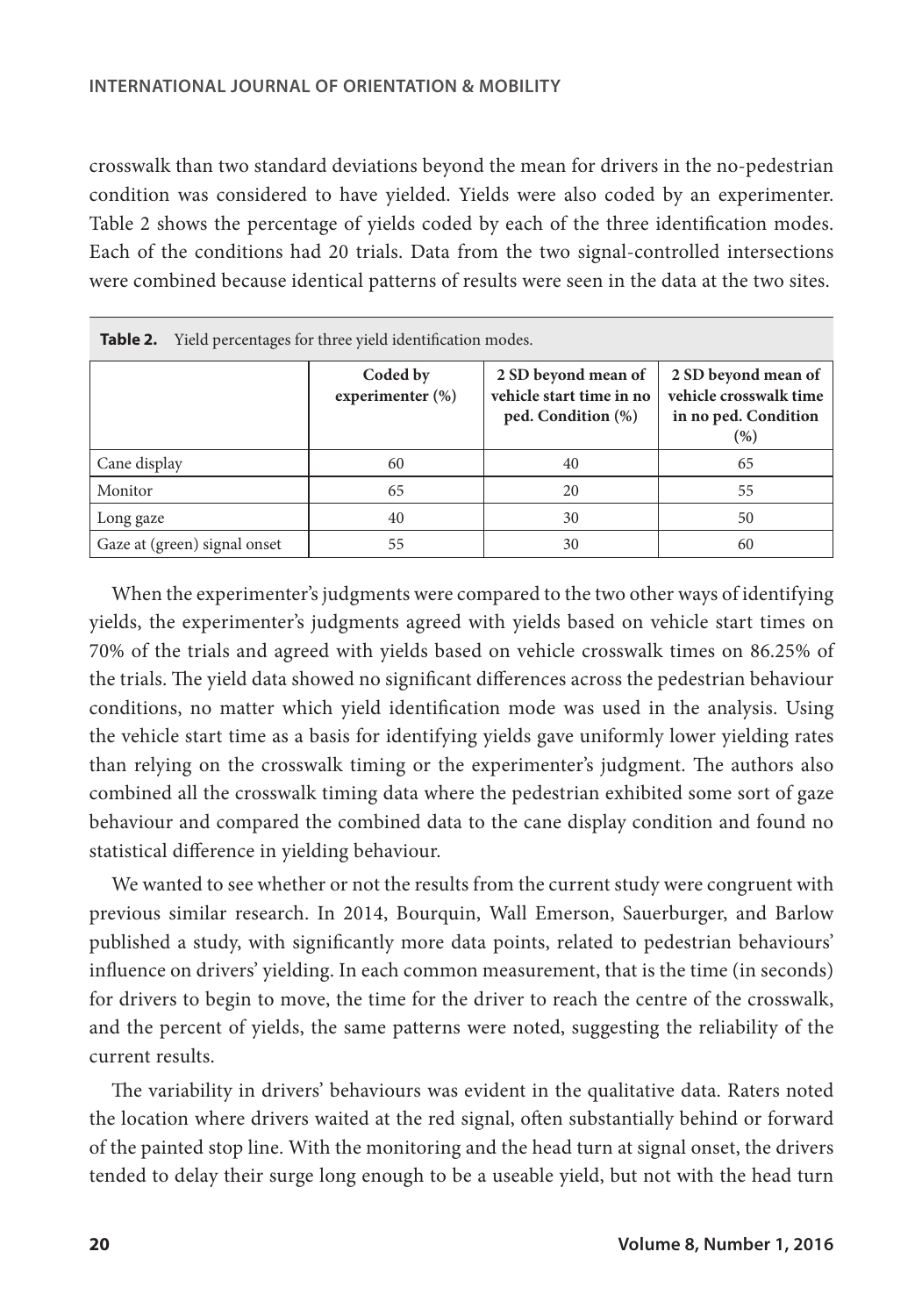crosswalk than two standard deviations beyond the mean for drivers in the no-pedestrian condition was considered to have yielded. Yields were also coded by an experimenter. Table 2 shows the percentage of yields coded by each of the three identification modes. Each of the conditions had 20 trials. Data from the two signal-controlled intersections were combined because identical patterns of results were seen in the data at the two sites.

**Table 2.** Yield percentages for three yield identification modes.

| | Coded by experimenter (%) | 2 SD beyond mean of vehicle start time in no ped. Condition (%) | 2 SD beyond mean of vehicle crosswalk time in no ped. Condition (%) |
|---|---|---|---|
| Cane display | 60 | 40 | 65 |
| Monitor | 65 | 20 | 55 |
| Long gaze | 40 | 30 | 50 |
| Gaze at (green) signal onset | 55 | 30 | 60 |

When the experimenter's judgments were compared to the two other ways of identifying yields, the experimenter's judgments agreed with yields based on vehicle start times on 70% of the trials and agreed with yields based on vehicle crosswalk times on 86.25% of the trials. The yield data showed no significant differences across the pedestrian behaviour conditions, no matter which yield identification mode was used in the analysis. Using the vehicle start time as a basis for identifying yields gave uniformly lower yielding rates than relying on the crosswalk timing or the experimenter's judgment. The authors also combined all the crosswalk timing data where the pedestrian exhibited some sort of gaze behaviour and compared the combined data to the cane display condition and found no statistical difference in yielding behaviour.

We wanted to see whether or not the results from the current study were congruent with previous similar research. In 2014, Bourquin, Wall Emerson, Sauerburger, and Barlow published a study, with significantly more data points, related to pedestrian behaviours' influence on drivers' yielding. In each common measurement, that is the time (in seconds) for drivers to begin to move, the time for the driver to reach the centre of the crosswalk, and the percent of yields, the same patterns were noted, suggesting the reliability of the current results.

The variability in drivers' behaviours was evident in the qualitative data. Raters noted the location where drivers waited at the red signal, often substantially behind or forward of the painted stop line. With the monitoring and the head turn at signal onset, the drivers tended to delay their surge long enough to be a useable yield, but not with the head turn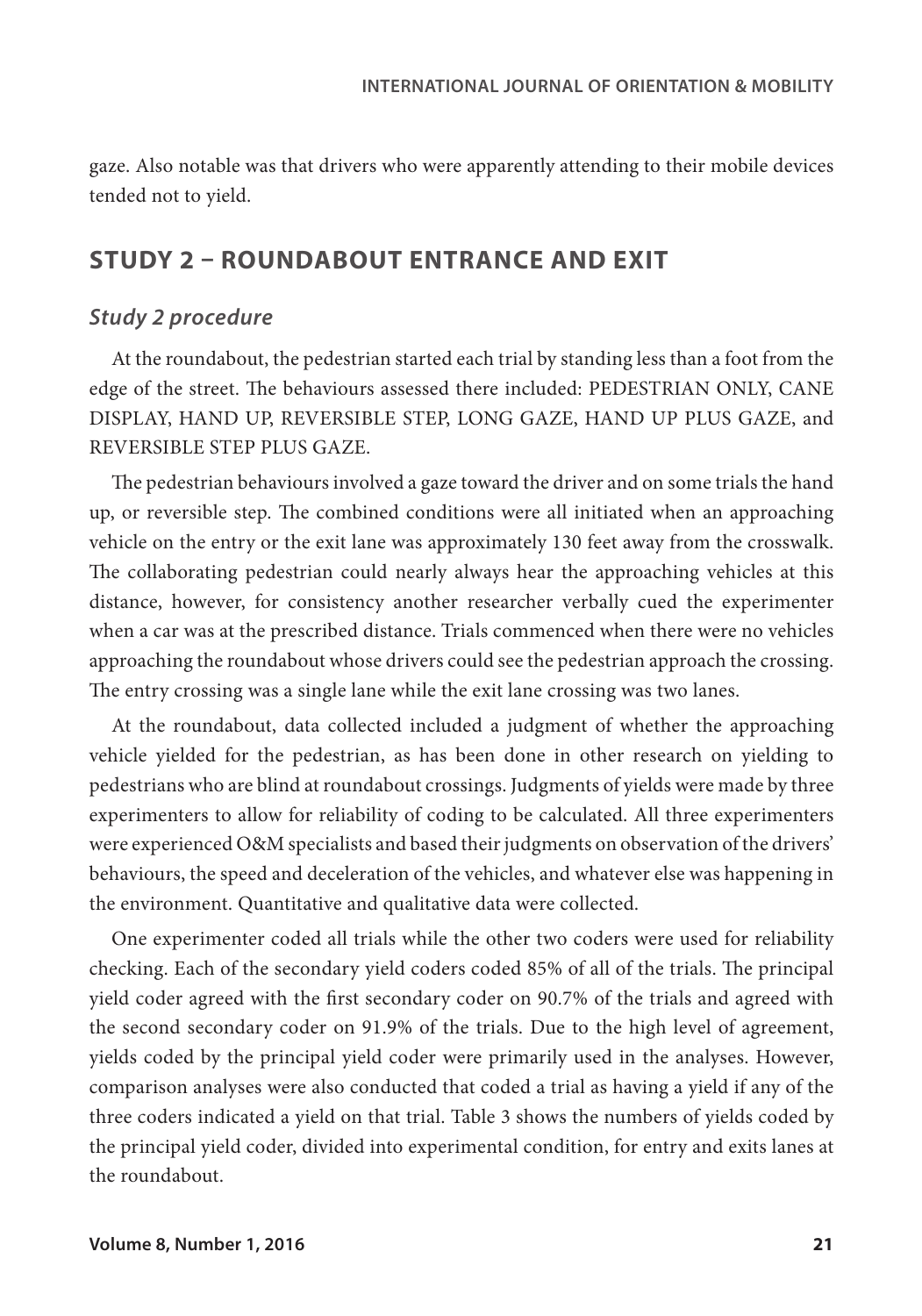gaze. Also notable was that drivers who were apparently attending to their mobile devices tended not to yield.

## STUDY 2 – ROUNDABOUT ENTRANCE AND EXIT

### *Study 2 procedure*

At the roundabout, the pedestrian started each trial by standing less than a foot from the edge of the street. The behaviours assessed there included: PEDESTRIAN ONLY, CANE DISPLAY, HAND UP, REVERSIBLE STEP, LONG GAZE, HAND UP PLUS GAZE, and REVERSIBLE STEP PLUS GAZE.

The pedestrian behaviours involved a gaze toward the driver and on some trials the hand up, or reversible step. The combined conditions were all initiated when an approaching vehicle on the entry or the exit lane was approximately 130 feet away from the crosswalk. The collaborating pedestrian could nearly always hear the approaching vehicles at this distance, however, for consistency another researcher verbally cued the experimenter when a car was at the prescribed distance. Trials commenced when there were no vehicles approaching the roundabout whose drivers could see the pedestrian approach the crossing. The entry crossing was a single lane while the exit lane crossing was two lanes.

At the roundabout, data collected included a judgment of whether the approaching vehicle yielded for the pedestrian, as has been done in other research on yielding to pedestrians who are blind at roundabout crossings. Judgments of yields were made by three experimenters to allow for reliability of coding to be calculated. All three experimenters were experienced O&M specialists and based their judgments on observation of the drivers' behaviours, the speed and deceleration of the vehicles, and whatever else was happening in the environment. Quantitative and qualitative data were collected.

One experimenter coded all trials while the other two coders were used for reliability checking. Each of the secondary yield coders coded 85% of all of the trials. The principal yield coder agreed with the first secondary coder on 90.7% of the trials and agreed with the second secondary coder on 91.9% of the trials. Due to the high level of agreement, yields coded by the principal yield coder were primarily used in the analyses. However, comparison analyses were also conducted that coded a trial as having a yield if any of the three coders indicated a yield on that trial. Table 3 shows the numbers of yields coded by the principal yield coder, divided into experimental condition, for entry and exits lanes at the roundabout.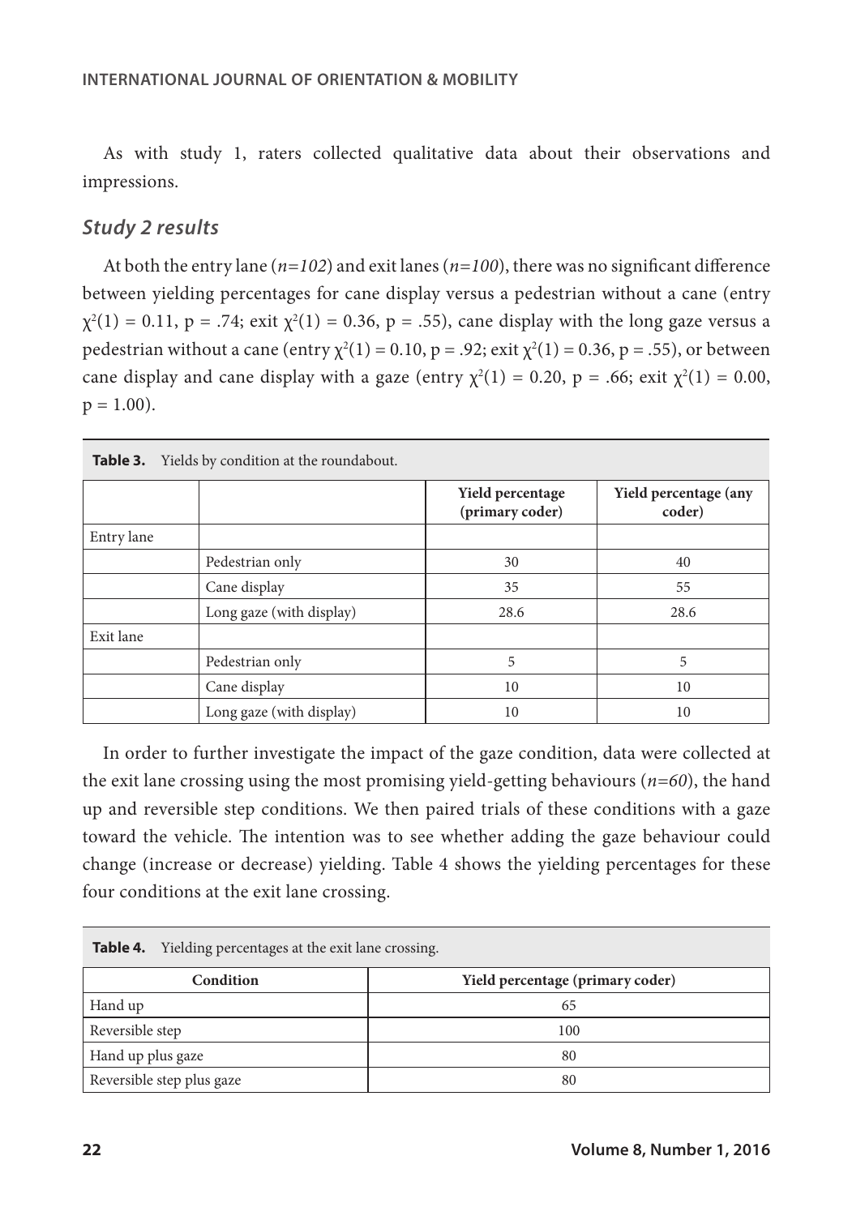As with study 1, raters collected qualitative data about their observations and impressions.

### *Study 2 results*

At both the entry lane ($n=102$) and exit lanes ($n=100$), there was no significant difference between yielding percentages for cane display versus a pedestrian without a cane (entry $\chi^2(1) = 0.11$, $p = .74$; exit $\chi^2(1) = 0.36$, $p = .55$), cane display with the long gaze versus a pedestrian without a cane (entry $\chi^2(1) = 0.10$, $p = .92$; exit $\chi^2(1) = 0.36$, $p = .55$), or between cane display and cane display with a gaze (entry $\chi^2(1) = 0.20$, $p = .66$; exit $\chi^2(1) = 0.00$, $p = 1.00$).

**Table 3.** Yields by condition at the roundabout.

| | | Yield percentage (primary coder) | Yield percentage (any coder) |
|---|---|---|---|
| Entry lane | | | |
| | Pedestrian only | 30 | 40 |
| | Cane display | 35 | 55 |
| | Long gaze (with display) | 28.6 | 28.6 |
| Exit lane | | | |
| | Pedestrian only | 5 | 5 |
| | Cane display | 10 | 10 |
| | Long gaze (with display) | 10 | 10 |

In order to further investigate the impact of the gaze condition, data were collected at the exit lane crossing using the most promising yield-getting behaviours ($n=60$), the hand up and reversible step conditions. We then paired trials of these conditions with a gaze toward the vehicle. The intention was to see whether adding the gaze behaviour could change (increase or decrease) yielding. Table 4 shows the yielding percentages for these four conditions at the exit lane crossing.

**Table 4.** Yielding percentages at the exit lane crossing.

| Condition | Yield percentage (primary coder) |
|---|---|
| Hand up | 65 |
| Reversible step | 100 |
| Hand up plus gaze | 80 |
| Reversible step plus gaze | 80 |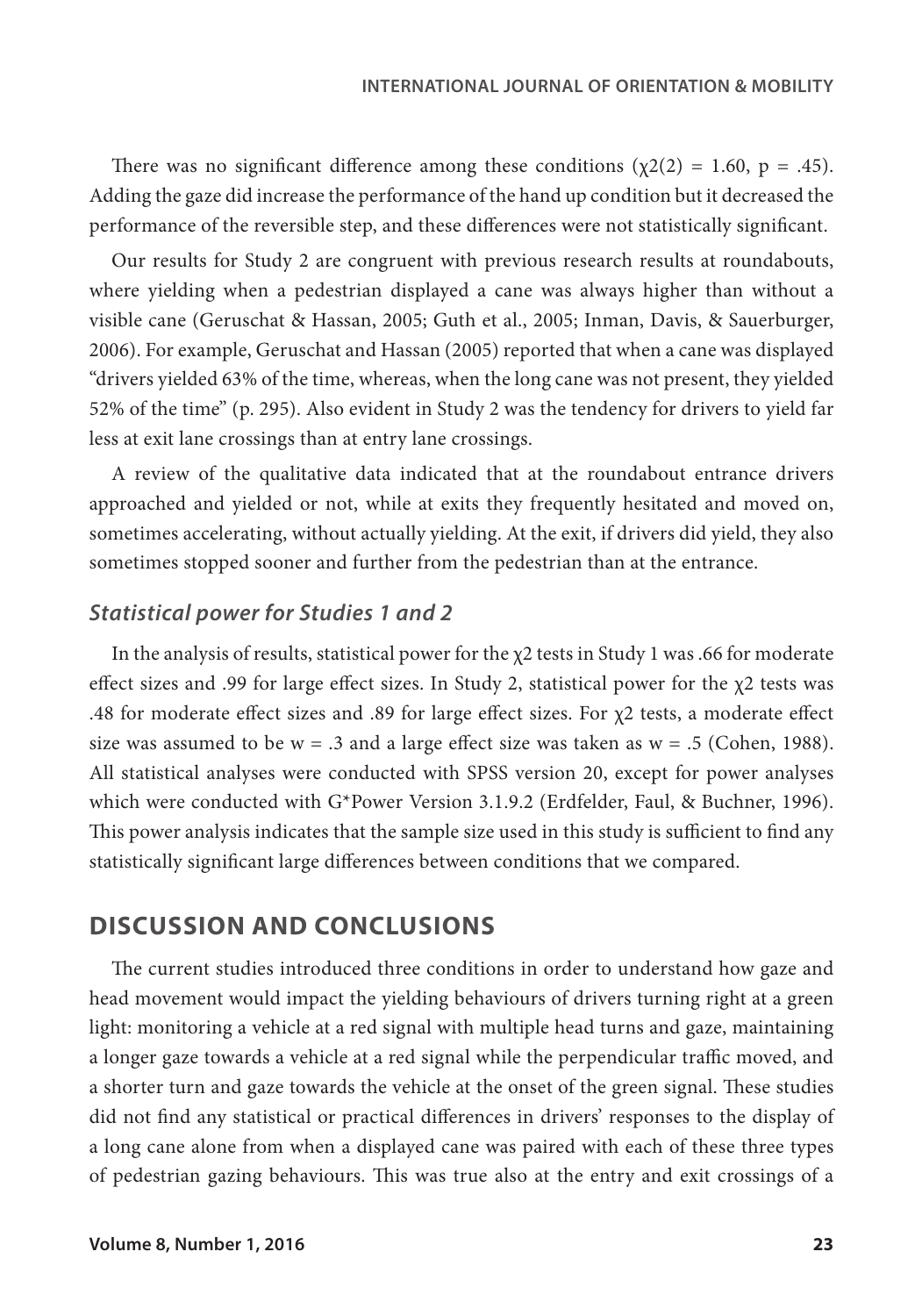There was no significant difference among these conditions ($\chi2(2) = 1.60$, $p = .45$). Adding the gaze did increase the performance of the hand up condition but it decreased the performance of the reversible step, and these differences were not statistically significant.

Our results for Study 2 are congruent with previous research results at roundabouts, where yielding when a pedestrian displayed a cane was always higher than without a visible cane (Geruschat & Hassan, 2005; Guth et al., 2005; Inman, Davis, & Sauerburger, 2006). For example, Geruschat and Hassan (2005) reported that when a cane was displayed "drivers yielded 63% of the time, whereas, when the long cane was not present, they yielded 52% of the time" (p. 295). Also evident in Study 2 was the tendency for drivers to yield far less at exit lane crossings than at entry lane crossings.

A review of the qualitative data indicated that at the roundabout entrance drivers approached and yielded or not, while at exits they frequently hesitated and moved on, sometimes accelerating, without actually yielding. At the exit, if drivers did yield, they also sometimes stopped sooner and further from the pedestrian than at the entrance.

### *Statistical power for Studies 1 and 2*

In the analysis of results, statistical power for the $\chi2$ tests in Study 1 was .66 for moderate effect sizes and .99 for large effect sizes. In Study 2, statistical power for the $\chi2$ tests was .48 for moderate effect sizes and .89 for large effect sizes. For $\chi2$ tests, a moderate effect size was assumed to be $w = .3$ and a large effect size was taken as $w = .5$ (Cohen, 1988). All statistical analyses were conducted with SPSS version 20, except for power analyses which were conducted with G*Power Version 3.1.9.2 (Erdfelder, Faul, & Buchner, 1996). This power analysis indicates that the sample size used in this study is sufficient to find any statistically significant large differences between conditions that we compared.

## DISCUSSION AND CONCLUSIONS

The current studies introduced three conditions in order to understand how gaze and head movement would impact the yielding behaviours of drivers turning right at a green light: monitoring a vehicle at a red signal with multiple head turns and gaze, maintaining a longer gaze towards a vehicle at a red signal while the perpendicular traffic moved, and a shorter turn and gaze towards the vehicle at the onset of the green signal. These studies did not find any statistical or practical differences in drivers' responses to the display of a long cane alone from when a displayed cane was paired with each of these three types of pedestrian gazing behaviours. This was true also at the entry and exit crossings of a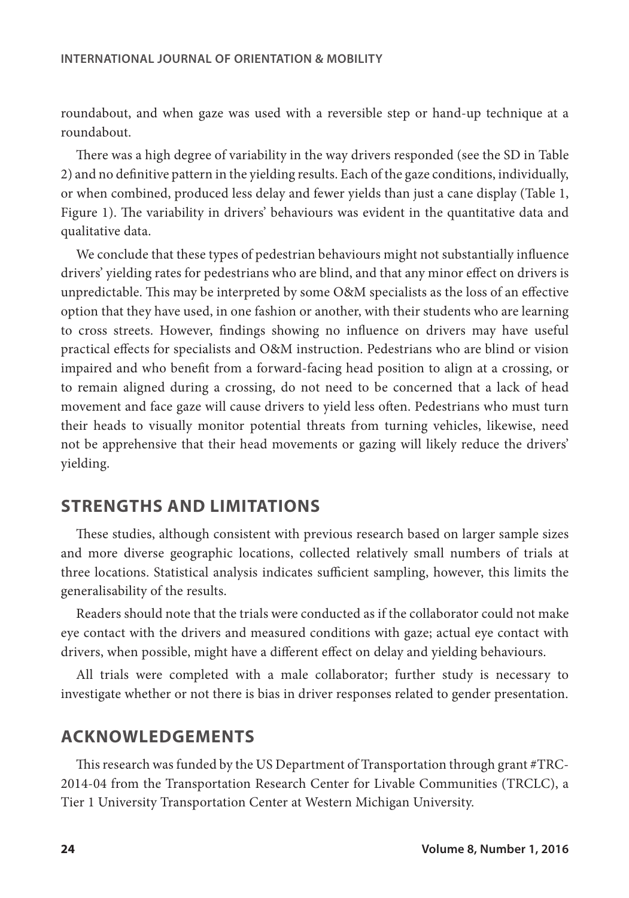roundabout, and when gaze was used with a reversible step or hand-up technique at a roundabout.

There was a high degree of variability in the way drivers responded (see the SD in Table 2) and no definitive pattern in the yielding results. Each of the gaze conditions, individually, or when combined, produced less delay and fewer yields than just a cane display (Table 1, Figure 1). The variability in drivers' behaviours was evident in the quantitative data and qualitative data.

We conclude that these types of pedestrian behaviours might not substantially influence drivers' yielding rates for pedestrians who are blind, and that any minor effect on drivers is unpredictable. This may be interpreted by some O&M specialists as the loss of an effective option that they have used, in one fashion or another, with their students who are learning to cross streets. However, findings showing no influence on drivers may have useful practical effects for specialists and O&M instruction. Pedestrians who are blind or vision impaired and who benefit from a forward-facing head position to align at a crossing, or to remain aligned during a crossing, do not need to be concerned that a lack of head movement and face gaze will cause drivers to yield less often. Pedestrians who must turn their heads to visually monitor potential threats from turning vehicles, likewise, need not be apprehensive that their head movements or gazing will likely reduce the drivers' yielding.

## STRENGTHS AND LIMITATIONS

These studies, although consistent with previous research based on larger sample sizes and more diverse geographic locations, collected relatively small numbers of trials at three locations. Statistical analysis indicates sufficient sampling, however, this limits the generalisability of the results.

Readers should note that the trials were conducted as if the collaborator could not make eye contact with the drivers and measured conditions with gaze; actual eye contact with drivers, when possible, might have a different effect on delay and yielding behaviours.

All trials were completed with a male collaborator; further study is necessary to investigate whether or not there is bias in driver responses related to gender presentation.

## ACKNOWLEDGEMENTS

This research was funded by the US Department of Transportation through grant #TRC-2014-04 from the Transportation Research Center for Livable Communities (TRCLC), a Tier 1 University Transportation Center at Western Michigan University.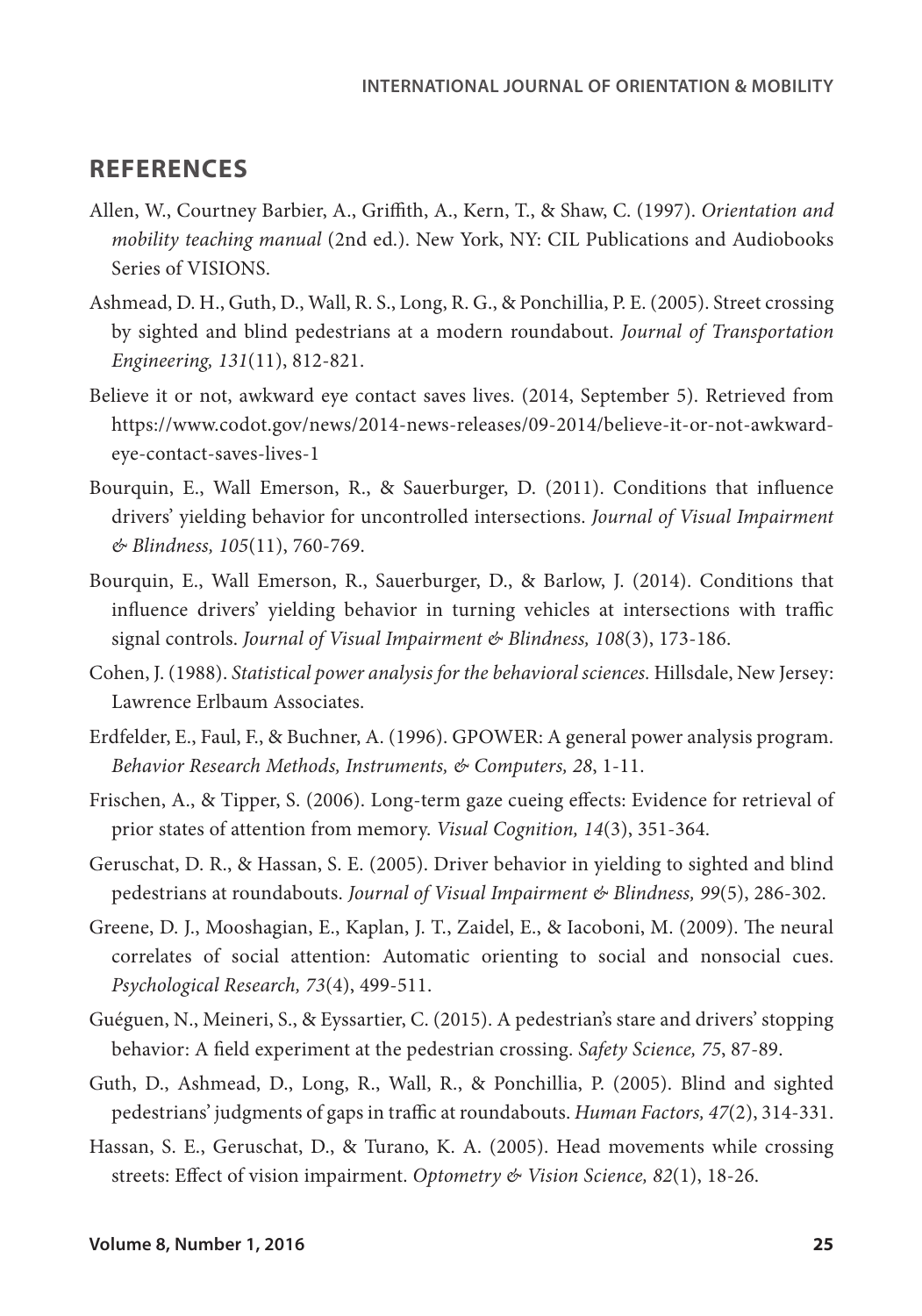## REFERENCES

Allen, W., Courtney Barbier, A., Griffith, A., Kern, T., & Shaw, C. (1997). *Orientation and mobility teaching manual* (2nd ed.). New York, NY: CIL Publications and Audiobooks Series of VISIONS.

Ashmead, D. H., Guth, D., Wall, R. S., Long, R. G., & Ponchillia, P. E. (2005). Street crossing by sighted and blind pedestrians at a modern roundabout. *Journal of Transportation Engineering, 131*(11), 812-821.

Believe it or not, awkward eye contact saves lives. (2014, September 5). Retrieved from https://www.codot.gov/news/2014-news-releases/09-2014/believe-it-or-not-awkward-eye-contact-saves-lives-1

Bourquin, E., Wall Emerson, R., & Sauerburger, D. (2011). Conditions that influence drivers' yielding behavior for uncontrolled intersections. *Journal of Visual Impairment & Blindness, 105*(11), 760-769.

Bourquin, E., Wall Emerson, R., Sauerburger, D., & Barlow, J. (2014). Conditions that influence drivers' yielding behavior in turning vehicles at intersections with traffic signal controls. *Journal of Visual Impairment & Blindness, 108*(3), 173-186.

Cohen, J. (1988). *Statistical power analysis for the behavioral sciences.* Hillsdale, New Jersey: Lawrence Erlbaum Associates.

Erdfelder, E., Faul, F., & Buchner, A. (1996). GPOWER: A general power analysis program. *Behavior Research Methods, Instruments, & Computers, 28*, 1-11.

Frischen, A., & Tipper, S. (2006). Long-term gaze cueing effects: Evidence for retrieval of prior states of attention from memory. *Visual Cognition, 14*(3), 351-364.

Geruschat, D. R., & Hassan, S. E. (2005). Driver behavior in yielding to sighted and blind pedestrians at roundabouts. *Journal of Visual Impairment & Blindness, 99*(5), 286-302.

Greene, D. J., Mooshagian, E., Kaplan, J. T., Zaidel, E., & Iacoboni, M. (2009). The neural correlates of social attention: Automatic orienting to social and nonsocial cues. *Psychological Research, 73*(4), 499-511.

Guéguen, N., Meineri, S., & Eyssartier, C. (2015). A pedestrian's stare and drivers' stopping behavior: A field experiment at the pedestrian crossing. *Safety Science, 75*, 87-89.

Guth, D., Ashmead, D., Long, R., Wall, R., & Ponchillia, P. (2005). Blind and sighted pedestrians' judgments of gaps in traffic at roundabouts. *Human Factors, 47*(2), 314-331.

Hassan, S. E., Geruschat, D., & Turano, K. A. (2005). Head movements while crossing streets: Effect of vision impairment. *Optometry & Vision Science, 82*(1), 18-26.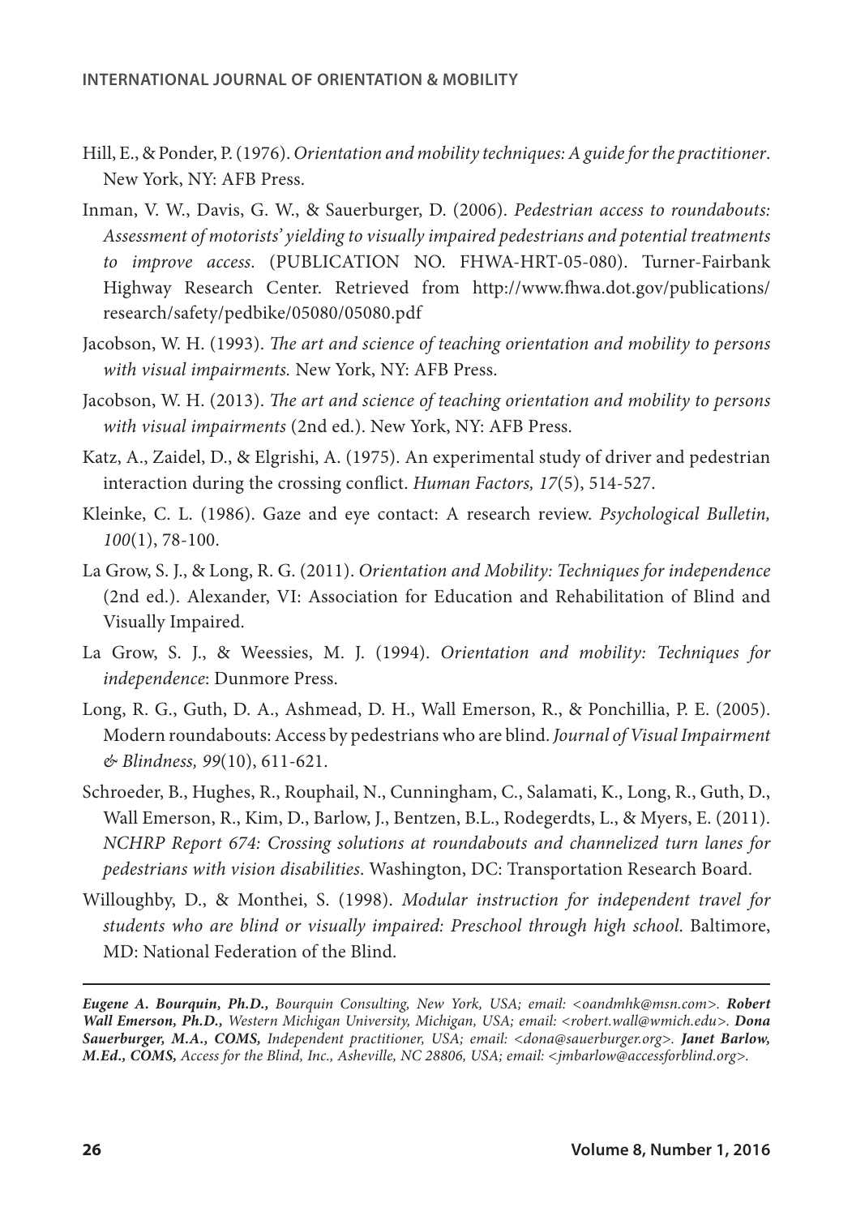Hill, E., & Ponder, P. (1976). *Orientation and mobility techniques: A guide for the practitioner*. New York, NY: AFB Press.

Inman, V. W., Davis, G. W., & Sauerburger, D. (2006). *Pedestrian access to roundabouts: Assessment of motorists' yielding to visually impaired pedestrians and potential treatments to improve access*. (PUBLICATION NO. FHWA-HRT-05-080). Turner-Fairbank Highway Research Center. Retrieved from http://www.fhwa.dot.gov/publications/research/safety/pedbike/05080/05080.pdf

Jacobson, W. H. (1993). *The art and science of teaching orientation and mobility to persons with visual impairments.* New York, NY: AFB Press.

Jacobson, W. H. (2013). *The art and science of teaching orientation and mobility to persons with visual impairments* (2nd ed.). New York, NY: AFB Press.

Katz, A., Zaidel, D., & Elgrishi, A. (1975). An experimental study of driver and pedestrian interaction during the crossing conflict. *Human Factors, 17*(5), 514-527.

Kleinke, C. L. (1986). Gaze and eye contact: A research review. *Psychological Bulletin, 100*(1), 78-100.

La Grow, S. J., & Long, R. G. (2011). *Orientation and Mobility: Techniques for independence* (2nd ed.). Alexander, VI: Association for Education and Rehabilitation of Blind and Visually Impaired.

La Grow, S. J., & Weessies, M. J. (1994). *Orientation and mobility: Techniques for independence*: Dunmore Press.

Long, R. G., Guth, D. A., Ashmead, D. H., Wall Emerson, R., & Ponchillia, P. E. (2005). Modern roundabouts: Access by pedestrians who are blind. *Journal of Visual Impairment & Blindness, 99*(10), 611-621.

Schroeder, B., Hughes, R., Rouphail, N., Cunningham, C., Salamati, K., Long, R., Guth, D., Wall Emerson, R., Kim, D., Barlow, J., Bentzen, B.L., Rodegerdts, L., & Myers, E. (2011). *NCHRP Report 674: Crossing solutions at roundabouts and channelized turn lanes for pedestrians with vision disabilities*. Washington, DC: Transportation Research Board.

Willoughby, D., & Monthei, S. (1998). *Modular instruction for independent travel for students who are blind or visually impaired: Preschool through high school*. Baltimore, MD: National Federation of the Blind.

---

***Eugene A. Bourquin, Ph.D.,*** *Bourquin Consulting, New York, USA; email: <oandmhk@msn.com>.* ***Robert Wall Emerson, Ph.D.,*** *Western Michigan University, Michigan, USA; email: <robert.wall@wmich.edu>.* ***Dona Sauerburger, M.A., COMS,*** *Independent practitioner, USA; email: <dona@sauerburger.org>.* ***Janet Barlow, M.Ed., COMS,*** *Access for the Blind, Inc., Asheville, NC 28806, USA; email: <jmbarlow@accessforblind.org>.*